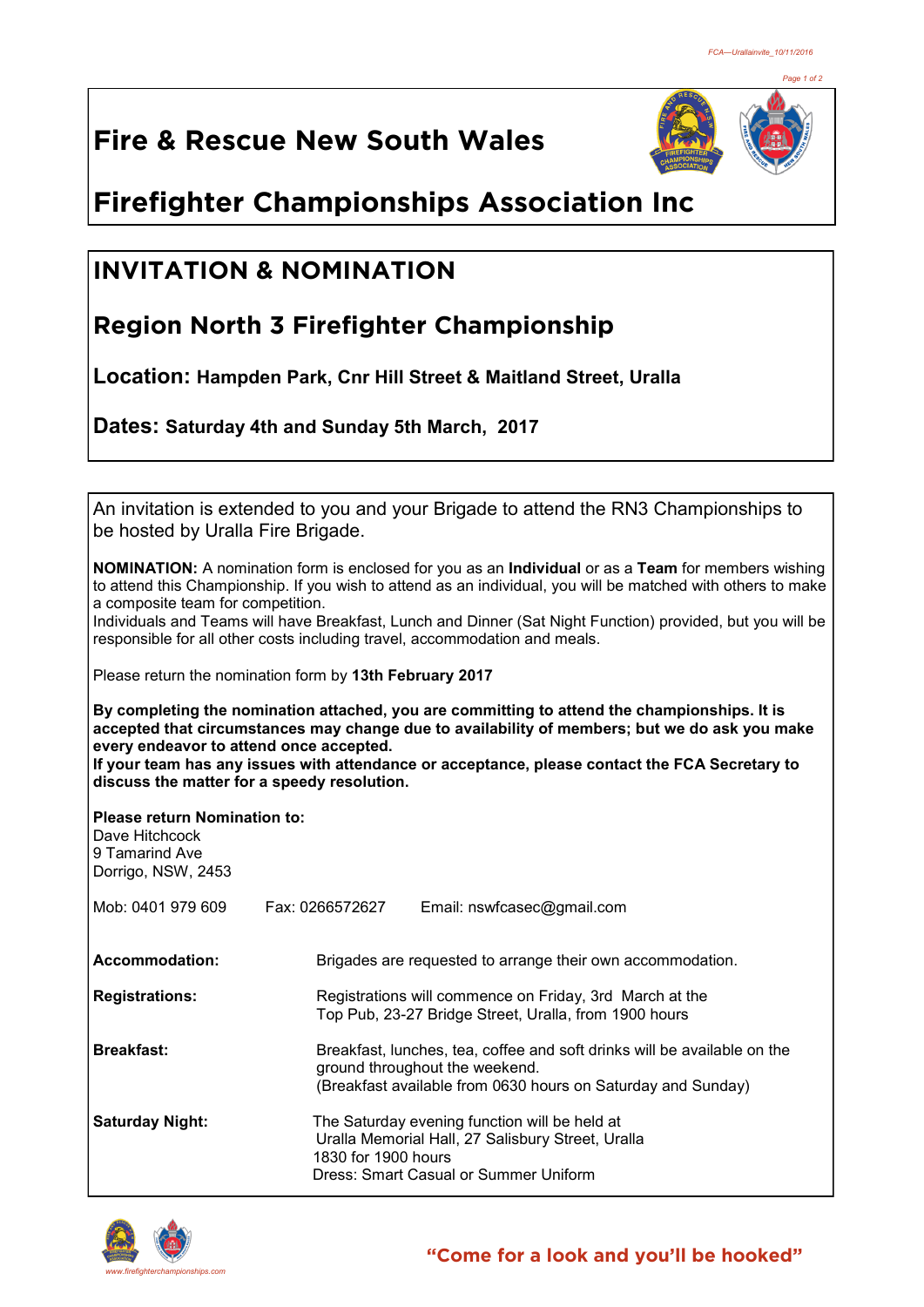# Fire & Rescue New South Wales

# Firefighter Championships Association Inc

## INVITATION & NOMINATION

## Region North 3 Firefighter Championship

**Location:** **Hampden Park, Cnr Hill Street & Maitland Street, Uralla**

**Dates:** **Saturday 4th and Sunday 5th March, 2017**

An invitation is extended to you and your Brigade to attend the RN3 Championships to be hosted by Uralla Fire Brigade.

**NOMINATION:** A nomination form is enclosed for you as an **Individual** or as a **Team** for members wishing to attend this Championship. If you wish to attend as an individual, you will be matched with others to make a composite team for competition.
Individuals and Teams will have Breakfast, Lunch and Dinner (Sat Night Function) provided, but you will be responsible for all other costs including travel, accommodation and meals.

Please return the nomination form by **13th February 2017**

**By completing the nomination attached, you are committing to attend the championships. It is accepted that circumstances may change due to availability of members; but we do ask you make every endeavor to attend once accepted.**
**If your team has any issues with attendance or acceptance, please contact the FCA Secretary to discuss the matter for a speedy resolution.**

**Please return Nomination to:**
Dave Hitchcock
9 Tamarind Ave
Dorrigo, NSW, 2453

Mob: 0401 979 609 Fax: 0266572627 Email: nswfcasec@gmail.com

**Accommodation:** Brigades are requested to arrange their own accommodation.

**Registrations:** Registrations will commence on Friday, 3rd March at the Top Pub, 23-27 Bridge Street, Uralla, from 1900 hours

**Breakfast:** Breakfast, lunches, tea, coffee and soft drinks will be available on the ground throughout the weekend.
(Breakfast available from 0630 hours on Saturday and Sunday)

**Saturday Night:** The Saturday evening function will be held at
Uralla Memorial Hall, 27 Salisbury Street, Uralla
1830 for 1900 hours
Dress: Smart Casual or Summer Uniform

www.firefighterchampionships.com

**"Come for a look and you'll be hooked"**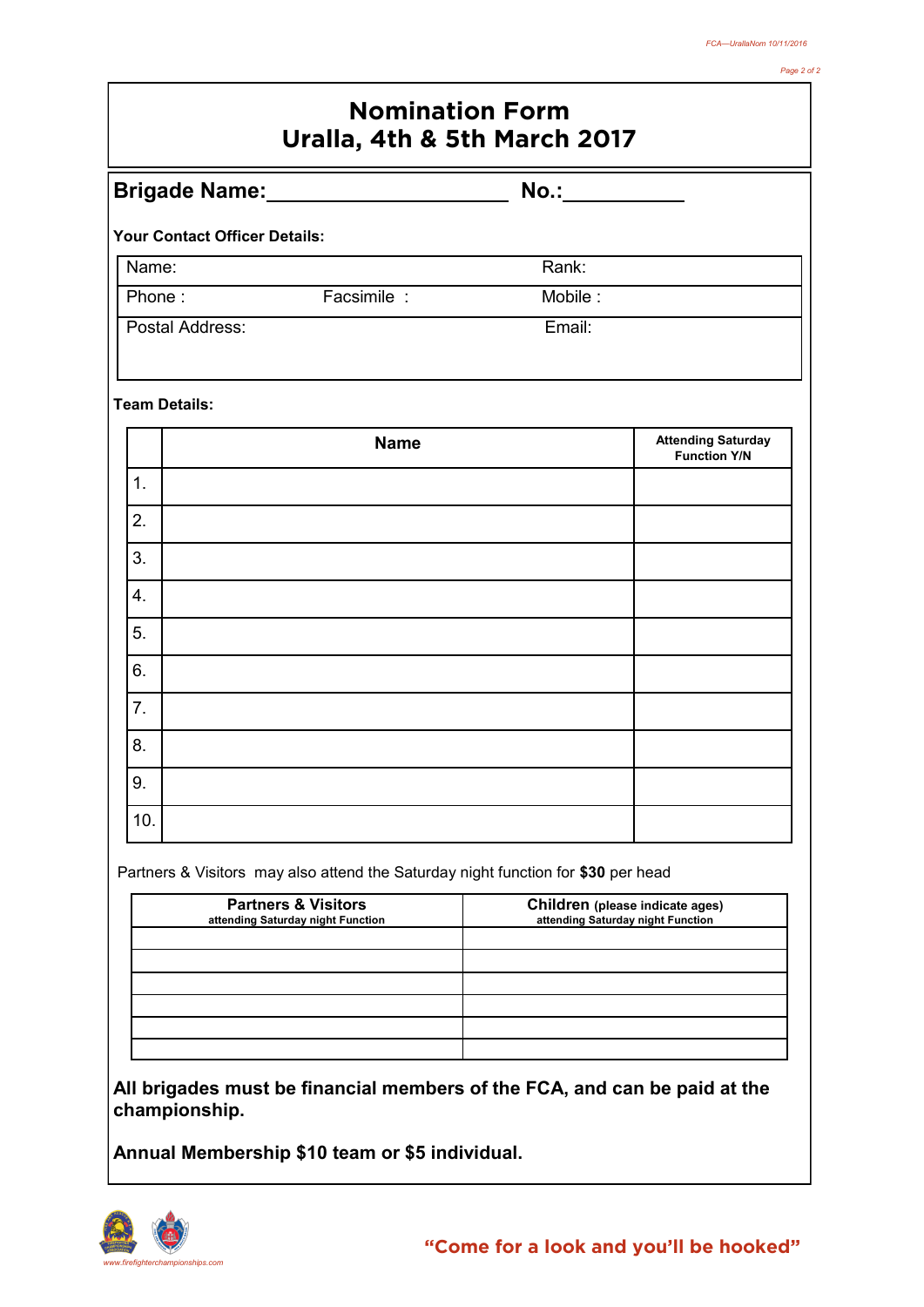# Nomination Form
# Uralla, 4th & 5th March 2017

**Brigade Name:**_____________________ **No.:**__________

**Your Contact Officer Details:**

| | | |
|---|---|---|
| Name: | | Rank: |
| Phone : | Facsimile : | Mobile : |
| Postal Address: | | Email: |

**Team Details:**

| | Name | Attending Saturday Function Y/N |
|---|---|---|
| 1. | | |
| 2. | | |
| 3. | | |
| 4. | | |
| 5. | | |
| 6. | | |
| 7. | | |
| 8. | | |
| 9. | | |
| 10. | | |

Partners & Visitors may also attend the Saturday night function for **$30** per head

| **Partners & Visitors** attending Saturday night Function | **Children** (please indicate ages) attending Saturday night Function |
|---|---|
| | |
| | |
| | |
| | |
| | |
| | |

**All brigades must be financial members of the FCA, and can be paid at the championship.**

**Annual Membership $10 team or $5 individual.**

*www.firefighterchampionships.com*

**"Come for a look and you'll be hooked"**